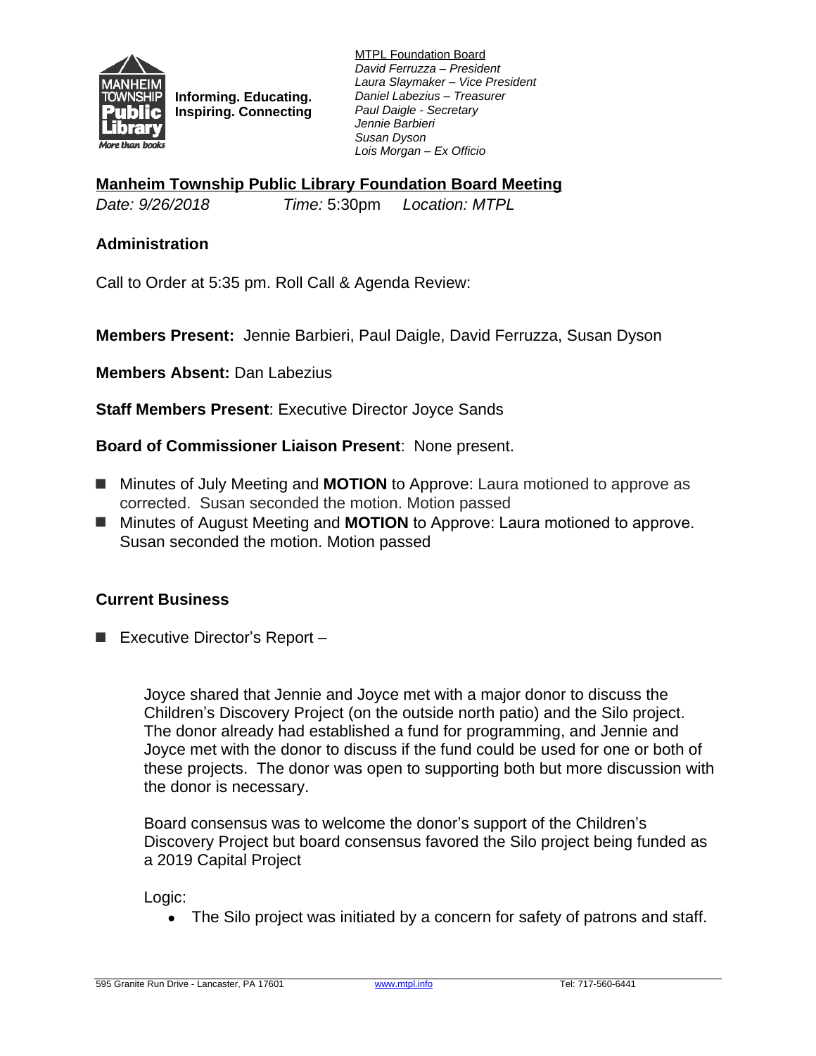Informing. Educating.
Inspiring. Connecting

MTPL Foundation Board
*David Ferruzza – President*
*Laura Slaymaker – Vice President*
*Daniel Labezius – Treasurer*
*Paul Daigle - Secretary*
*Jennie Barbieri*
*Susan Dyson*
*Lois Morgan – Ex Officio*

## Manheim Township Public Library Foundation Board Meeting

*Date: 9/26/2018* *Time:* 5:30pm *Location: MTPL*

### Administration

Call to Order at 5:35 pm. Roll Call & Agenda Review:

**Members Present:** Jennie Barbieri, Paul Daigle, David Ferruzza, Susan Dyson

**Members Absent:** Dan Labezius

**Staff Members Present**: Executive Director Joyce Sands

**Board of Commissioner Liaison Present**: None present.

- Minutes of July Meeting and **MOTION** to Approve: Laura motioned to approve as corrected. Susan seconded the motion. Motion passed
- Minutes of August Meeting and **MOTION** to Approve: Laura motioned to approve. Susan seconded the motion. Motion passed

### Current Business

- Executive Director's Report –

    Joyce shared that Jennie and Joyce met with a major donor to discuss the Children's Discovery Project (on the outside north patio) and the Silo project. The donor already had established a fund for programming, and Jennie and Joyce met with the donor to discuss if the fund could be used for one or both of these projects. The donor was open to supporting both but more discussion with the donor is necessary.

    Board consensus was to welcome the donor's support of the Children's Discovery Project but board consensus favored the Silo project being funded as a 2019 Capital Project

    Logic:

    - The Silo project was initiated by a concern for safety of patrons and staff.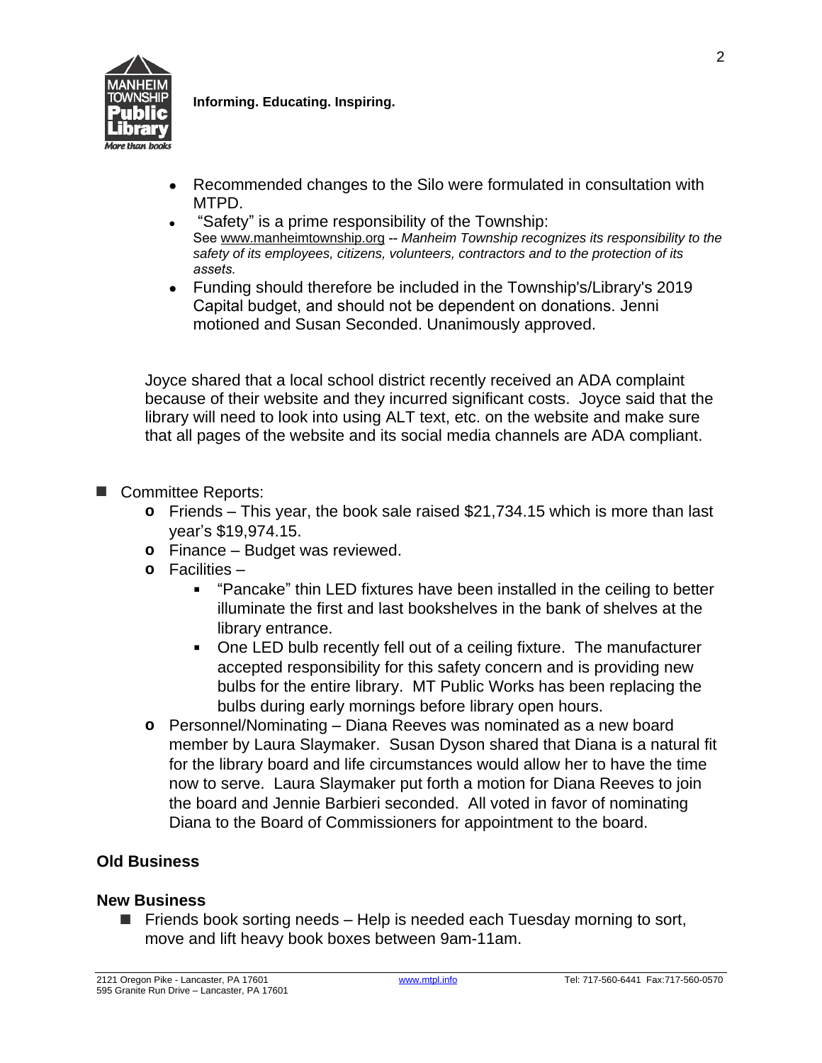- Recommended changes to the Silo were formulated in consultation with MTPD.
- "Safety" is a prime responsibility of the Township:
  See www.manheimtownship.org -- *Manheim Township recognizes its responsibility to the safety of its employees, citizens, volunteers, contractors and to the protection of its assets.*
- Funding should therefore be included in the Township's/Library's 2019 Capital budget, and should not be dependent on donations. Jenni motioned and Susan Seconded. Unanimously approved.

Joyce shared that a local school district recently received an ADA complaint because of their website and they incurred significant costs. Joyce said that the library will need to look into using ALT text, etc. on the website and make sure that all pages of the website and its social media channels are ADA compliant.

- Committee Reports:
  - Friends – This year, the book sale raised $21,734.15 which is more than last year's $19,974.15.
  - Finance – Budget was reviewed.
  - Facilities –
    - "Pancake" thin LED fixtures have been installed in the ceiling to better illuminate the first and last bookshelves in the bank of shelves at the library entrance.
    - One LED bulb recently fell out of a ceiling fixture. The manufacturer accepted responsibility for this safety concern and is providing new bulbs for the entire library. MT Public Works has been replacing the bulbs during early mornings before library open hours.
  - Personnel/Nominating – Diana Reeves was nominated as a new board member by Laura Slaymaker. Susan Dyson shared that Diana is a natural fit for the library board and life circumstances would allow her to have the time now to serve. Laura Slaymaker put forth a motion for Diana Reeves to join the board and Jennie Barbieri seconded. All voted in favor of nominating Diana to the Board of Commissioners for appointment to the board.

## Old Business

## New Business

- Friends book sorting needs – Help is needed each Tuesday morning to sort, move and lift heavy book boxes between 9am-11am.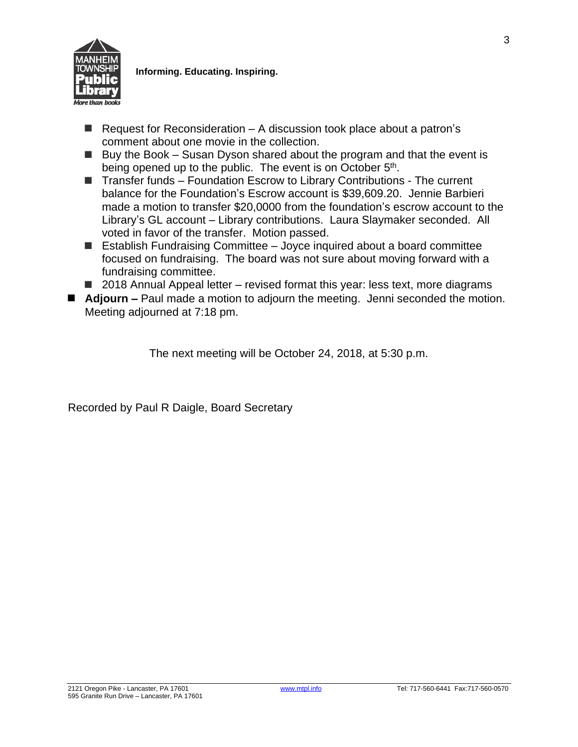**Informing. Educating. Inspiring.**

- Request for Reconsideration – A discussion took place about a patron's comment about one movie in the collection.
- Buy the Book – Susan Dyson shared about the program and that the event is being opened up to the public. The event is on October 5th.
- Transfer funds – Foundation Escrow to Library Contributions - The current balance for the Foundation's Escrow account is $39,609.20. Jennie Barbieri made a motion to transfer $20,0000 from the foundation's escrow account to the Library's GL account – Library contributions. Laura Slaymaker seconded. All voted in favor of the transfer. Motion passed.
- Establish Fundraising Committee – Joyce inquired about a board committee focused on fundraising. The board was not sure about moving forward with a fundraising committee.
- 2018 Annual Appeal letter – revised format this year: less text, more diagrams

- **Adjourn –** Paul made a motion to adjourn the meeting. Jenni seconded the motion. Meeting adjourned at 7:18 pm.

The next meeting will be October 24, 2018, at 5:30 p.m.

Recorded by Paul R Daigle, Board Secretary

2121 Oregon Pike - Lancaster, PA 17601
595 Granite Run Drive – Lancaster, PA 17601
www.mtpl.info
Tel: 717-560-6441 Fax:717-560-0570